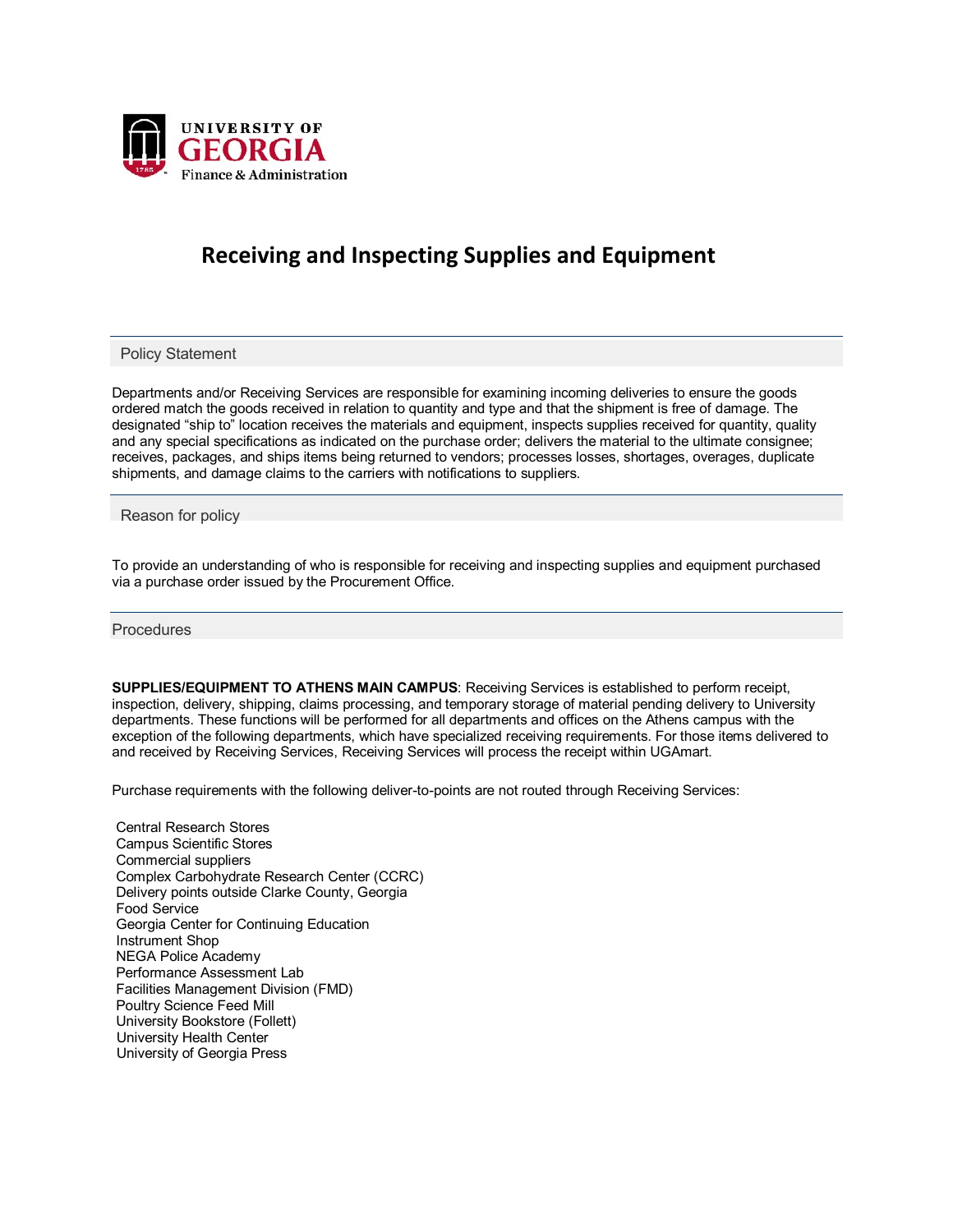UNIVERSITY OF GEORGIA
Finance & Administration

# Receiving and Inspecting Supplies and Equipment

## Policy Statement

Departments and/or Receiving Services are responsible for examining incoming deliveries to ensure the goods ordered match the goods received in relation to quantity and type and that the shipment is free of damage. The designated "ship to" location receives the materials and equipment, inspects supplies received for quantity, quality and any special specifications as indicated on the purchase order; delivers the material to the ultimate consignee; receives, packages, and ships items being returned to vendors; processes losses, shortages, overages, duplicate shipments, and damage claims to the carriers with notifications to suppliers.

## Reason for policy

To provide an understanding of who is responsible for receiving and inspecting supplies and equipment purchased via a purchase order issued by the Procurement Office.

## Procedures

**SUPPLIES/EQUIPMENT TO ATHENS MAIN CAMPUS**: Receiving Services is established to perform receipt, inspection, delivery, shipping, claims processing, and temporary storage of material pending delivery to University departments. These functions will be performed for all departments and offices on the Athens campus with the exception of the following departments, which have specialized receiving requirements. For those items delivered to and received by Receiving Services, Receiving Services will process the receipt within UGAmart.

Purchase requirements with the following deliver-to-points are not routed through Receiving Services:

- Central Research Stores
- Campus Scientific Stores
- Commercial suppliers
- Complex Carbohydrate Research Center (CCRC)
- Delivery points outside Clarke County, Georgia
- Food Service
- Georgia Center for Continuing Education
- Instrument Shop
- NEGA Police Academy
- Performance Assessment Lab
- Facilities Management Division (FMD)
- Poultry Science Feed Mill
- University Bookstore (Follett)
- University Health Center
- University of Georgia Press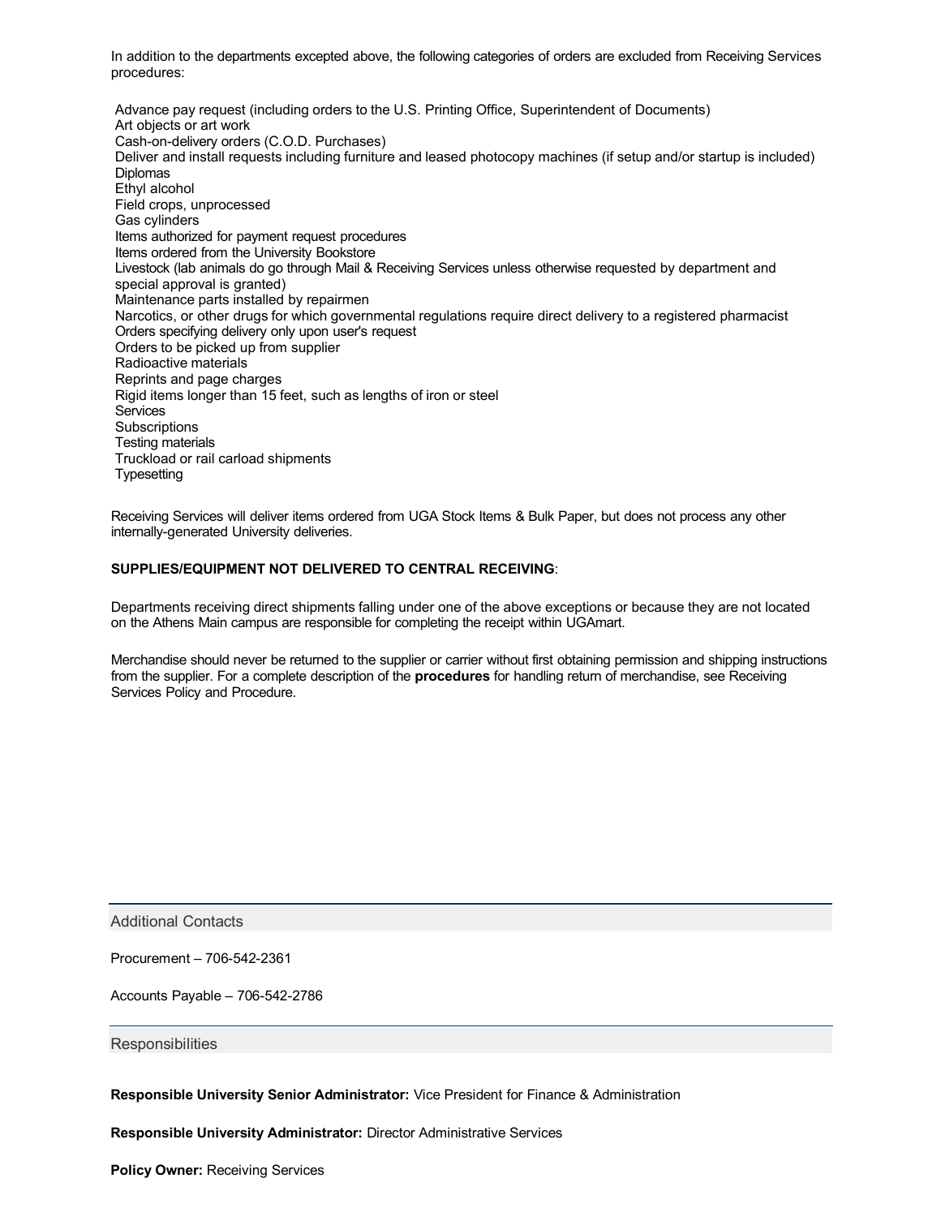In addition to the departments excepted above, the following categories of orders are excluded from Receiving Services procedures:

- Advance pay request (including orders to the U.S. Printing Office, Superintendent of Documents)
- Art objects or art work
- Cash-on-delivery orders (C.O.D. Purchases)
- Deliver and install requests including furniture and leased photocopy machines (if setup and/or startup is included)
- Diplomas
- Ethyl alcohol
- Field crops, unprocessed
- Gas cylinders
- Items authorized for payment request procedures
- Items ordered from the University Bookstore
- Livestock (lab animals do go through Mail & Receiving Services unless otherwise requested by department and special approval is granted)
- Maintenance parts installed by repairmen
- Narcotics, or other drugs for which governmental regulations require direct delivery to a registered pharmacist
- Orders specifying delivery only upon user's request
- Orders to be picked up from supplier
- Radioactive materials
- Reprints and page charges
- Rigid items longer than 15 feet, such as lengths of iron or steel
- Services
- Subscriptions
- Testing materials
- Truckload or rail carload shipments
- Typesetting

Receiving Services will deliver items ordered from UGA Stock Items & Bulk Paper, but does not process any other internally-generated University deliveries.

**SUPPLIES/EQUIPMENT NOT DELIVERED TO CENTRAL RECEIVING**:

Departments receiving direct shipments falling under one of the above exceptions or because they are not located on the Athens Main campus are responsible for completing the receipt within UGAmart.

Merchandise should never be returned to the supplier or carrier without first obtaining permission and shipping instructions from the supplier. For a complete description of the **procedures** for handling return of merchandise, see Receiving Services Policy and Procedure.

## Additional Contacts

Procurement – 706-542-2361

Accounts Payable – 706-542-2786

## Responsibilities

**Responsible University Senior Administrator:** Vice President for Finance & Administration

**Responsible University Administrator:** Director Administrative Services

**Policy Owner:** Receiving Services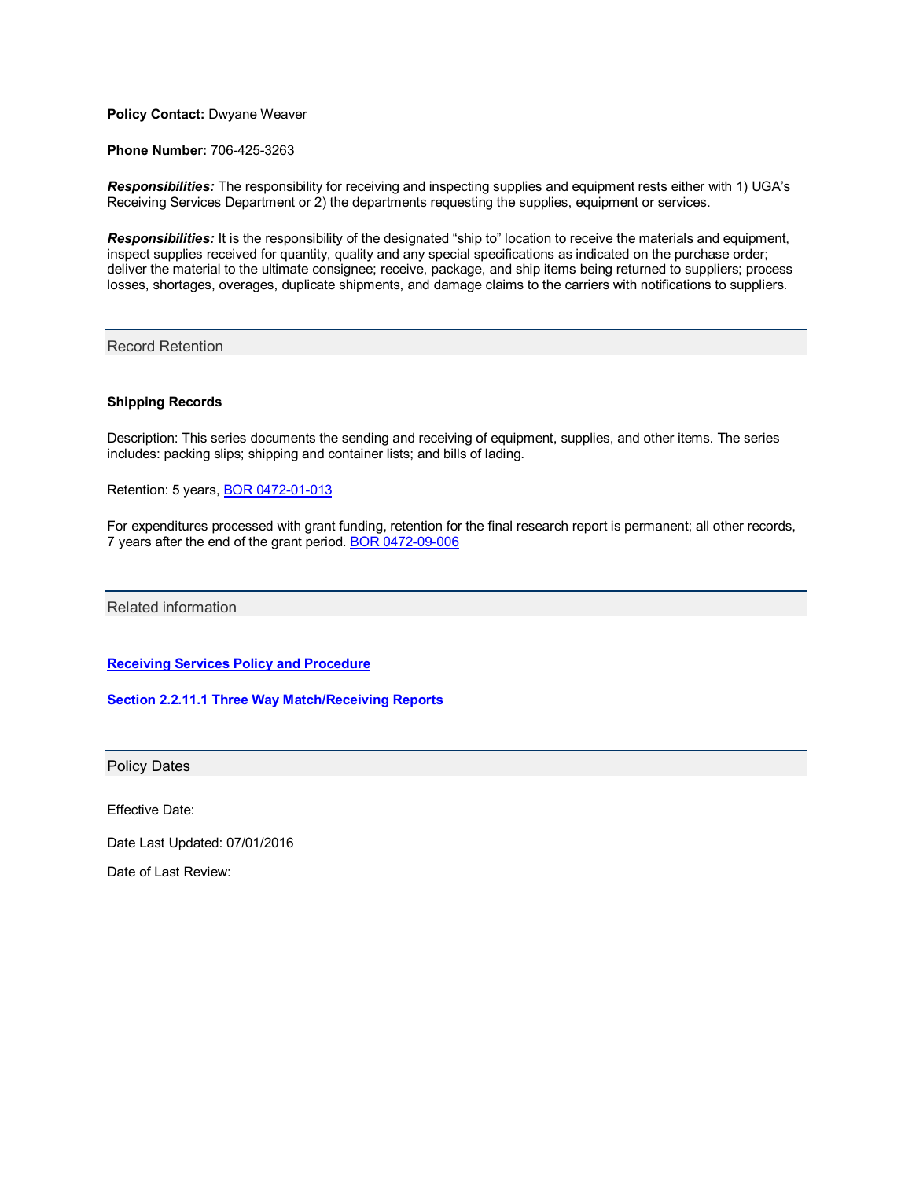**Policy Contact:** Dwyane Weaver

**Phone Number:** 706-425-3263

***Responsibilities:*** The responsibility for receiving and inspecting supplies and equipment rests either with 1) UGA's Receiving Services Department or 2) the departments requesting the supplies, equipment or services.

***Responsibilities:*** It is the responsibility of the designated "ship to" location to receive the materials and equipment, inspect supplies received for quantity, quality and any special specifications as indicated on the purchase order; deliver the material to the ultimate consignee; receive, package, and ship items being returned to suppliers; process losses, shortages, overages, duplicate shipments, and damage claims to the carriers with notifications to suppliers.

## Record Retention

**Shipping Records**

Description: This series documents the sending and receiving of equipment, supplies, and other items. The series includes: packing slips; shipping and container lists; and bills of lading.

Retention: 5 years, BOR 0472-01-013

For expenditures processed with grant funding, retention for the final research report is permanent; all other records, 7 years after the end of the grant period. BOR 0472-09-006

## Related information

**Receiving Services Policy and Procedure**

**Section 2.2.11.1 Three Way Match/Receiving Reports**

## Policy Dates

Effective Date:

Date Last Updated: 07/01/2016

Date of Last Review: